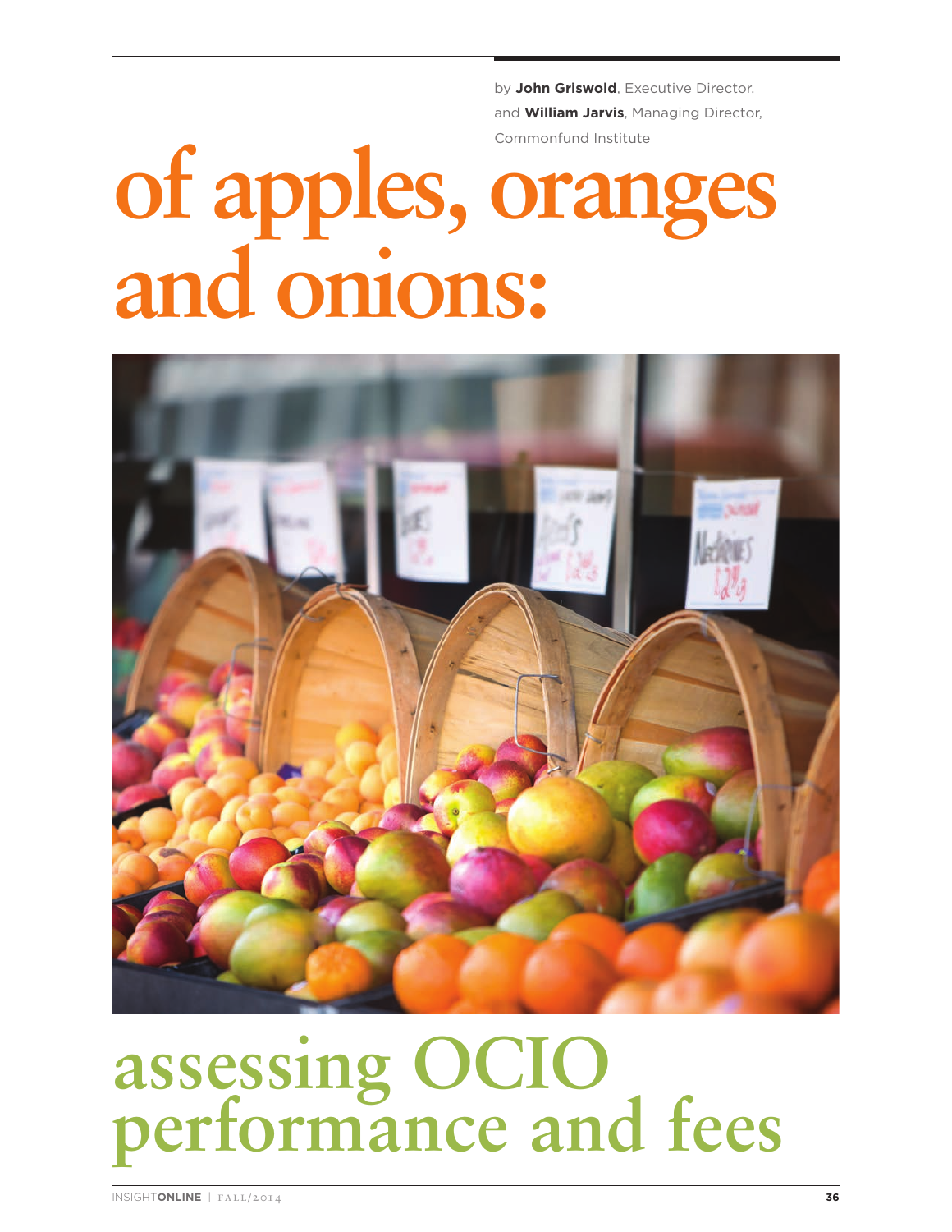by **John Griswold**, Executive Director, and **William Jarvis**, Managing Director, Commonfund Institute

# of apples, oranges and onions:

# assessing OCIO performance and fees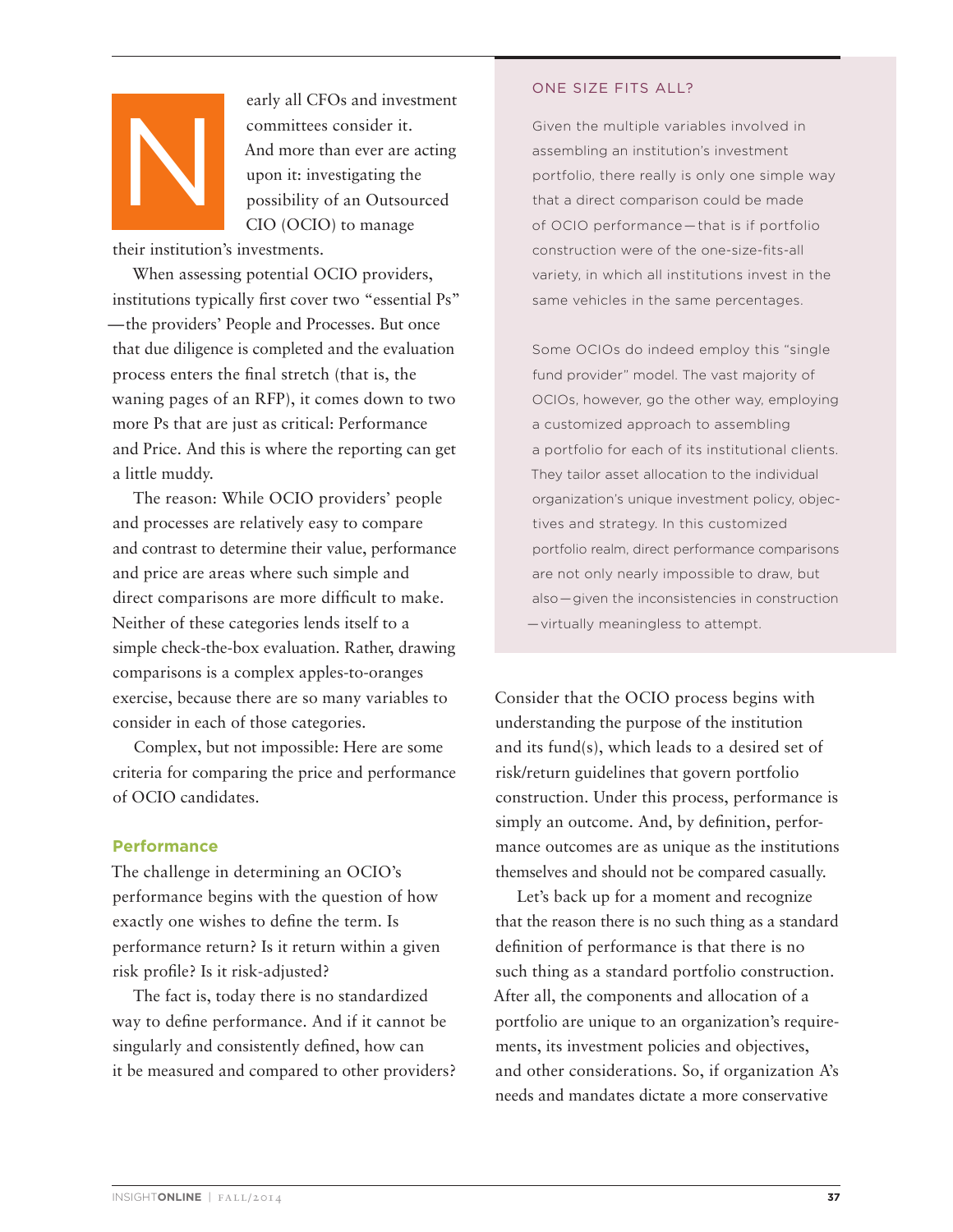Nearly all CFOs and investment committees consider it. And more than ever are acting upon it: investigating the possibility of an Outsourced CIO (OCIO) to manage their institution's investments.

When assessing potential OCIO providers, institutions typically first cover two "essential Ps"—the providers' People and Processes. But once that due diligence is completed and the evaluation process enters the final stretch (that is, the waning pages of an RFP), it comes down to two more Ps that are just as critical: Performance and Price. And this is where the reporting can get a little muddy.

The reason: While OCIO providers' people and processes are relatively easy to compare and contrast to determine their value, performance and price are areas where such simple and direct comparisons are more difficult to make. Neither of these categories lends itself to a simple check-the-box evaluation. Rather, drawing comparisons is a complex apples-to-oranges exercise, because there are so many variables to consider in each of those categories.

Complex, but not impossible: Here are some criteria for comparing the price and performance of OCIO candidates.

## Performance

The challenge in determining an OCIO's performance begins with the question of how exactly one wishes to define the term. Is performance return? Is it return within a given risk profile? Is it risk-adjusted?

The fact is, today there is no standardized way to define performance. And if it cannot be singularly and consistently defined, how can it be measured and compared to other providers?

> ### ONE SIZE FITS ALL?
>
> Given the multiple variables involved in assembling an institution's investment portfolio, there really is only one simple way that a direct comparison could be made of OCIO performance—that is if portfolio construction were of the one-size-fits-all variety, in which all institutions invest in the same vehicles in the same percentages.
>
> Some OCIOs do indeed employ this "single fund provider" model. The vast majority of OCIOs, however, go the other way, employing a customized approach to assembling a portfolio for each of its institutional clients. They tailor asset allocation to the individual organization's unique investment policy, objectives and strategy. In this customized portfolio realm, direct performance comparisons are not only nearly impossible to draw, but also—given the inconsistencies in construction—virtually meaningless to attempt.

Consider that the OCIO process begins with understanding the purpose of the institution and its fund(s), which leads to a desired set of risk/return guidelines that govern portfolio construction. Under this process, performance is simply an outcome. And, by definition, performance outcomes are as unique as the institutions themselves and should not be compared casually.

Let's back up for a moment and recognize that the reason there is no such thing as a standard definition of performance is that there is no such thing as a standard portfolio construction. After all, the components and allocation of a portfolio are unique to an organization's requirements, its investment policies and objectives, and other considerations. So, if organization A's needs and mandates dictate a more conservative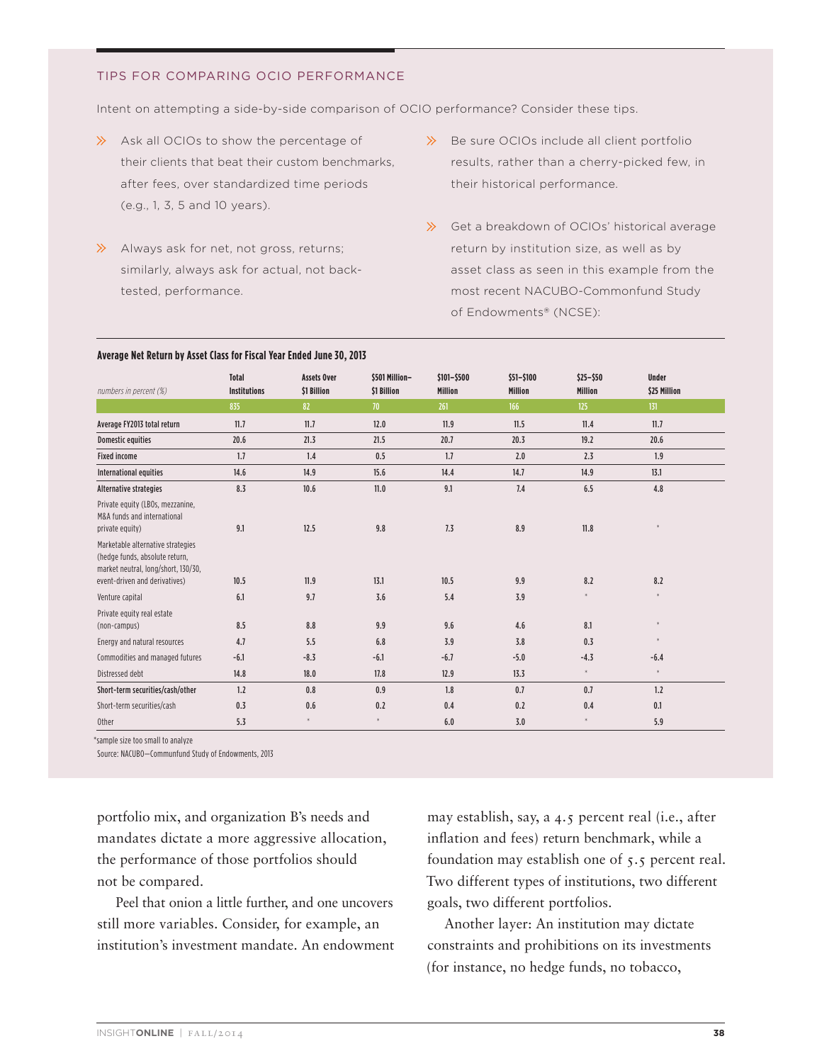## TIPS FOR COMPARING OCIO PERFORMANCE

Intent on attempting a side-by-side comparison of OCIO performance? Consider these tips.

- Ask all OCIOs to show the percentage of their clients that beat their custom benchmarks, after fees, over standardized time periods (e.g., 1, 3, 5 and 10 years).
- Always ask for net, not gross, returns; similarly, always ask for actual, not back-tested, performance.
- Be sure OCIOs include all client portfolio results, rather than a cherry-picked few, in their historical performance.
- Get a breakdown of OCIOs' historical average return by institution size, as well as by asset class as seen in this example from the most recent NACUBO-Commonfund Study of Endowments® (NCSE):

**Average Net Return by Asset Class for Fiscal Year Ended June 30, 2013**

| *numbers in percent (%)* | Total Institutions | Assets Over $1 Billion | $501 Million–$1 Billion | $101–$500 Million | $51–$100 Million | $25–$50 Million | Under $25 Million |
|---|---|---|---|---|---|---|---|
| | 835 | 82 | 70 | 261 | 166 | 125 | 131 |
| **Average FY2013 total return** | 11.7 | 11.7 | 12.0 | 11.9 | 11.5 | 11.4 | 11.7 |
| **Domestic equities** | 20.6 | 21.3 | 21.5 | 20.7 | 20.3 | 19.2 | 20.6 |
| **Fixed income** | 1.7 | 1.4 | 0.5 | 1.7 | 2.0 | 2.3 | 1.9 |
| **International equities** | 14.6 | 14.9 | 15.6 | 14.4 | 14.7 | 14.9 | 13.1 |
| **Alternative strategies** | 8.3 | 10.6 | 11.0 | 9.1 | 7.4 | 6.5 | 4.8 |
| Private equity (LBOs, mezzanine, M&A funds and international private equity) | 9.1 | 12.5 | 9.8 | 7.3 | 8.9 | 11.8 | * |
| Marketable alternative strategies (hedge funds, absolute return, market neutral, long/short, 130/30, event-driven and derivatives) | 10.5 | 11.9 | 13.1 | 10.5 | 9.9 | 8.2 | 8.2 |
| Venture capital | 6.1 | 9.7 | 3.6 | 5.4 | 3.9 | * | * |
| Private equity real estate (non-campus) | 8.5 | 8.8 | 9.9 | 9.6 | 4.6 | 8.1 | * |
| Energy and natural resources | 4.7 | 5.5 | 6.8 | 3.9 | 3.8 | 0.3 | * |
| Commodities and managed futures | -6.1 | -8.3 | -6.1 | -6.7 | -5.0 | -4.3 | -6.4 |
| Distressed debt | 14.8 | 18.0 | 17.8 | 12.9 | 13.3 | * | * |
| **Short-term securities/cash/other** | 1.2 | 0.8 | 0.9 | 1.8 | 0.7 | 0.7 | 1.2 |
| Short-term securities/cash | 0.3 | 0.6 | 0.2 | 0.4 | 0.2 | 0.4 | 0.1 |
| Other | 5.3 | * | * | 6.0 | 3.0 | * | 5.9 |

*sample size too small to analyze

Source: NACUBO—Communfund Study of Endowments, 2013

portfolio mix, and organization B's needs and mandates dictate a more aggressive allocation, the performance of those portfolios should not be compared.

Peel that onion a little further, and one uncovers still more variables. Consider, for example, an institution's investment mandate. An endowment may establish, say, a 4.5 percent real (i.e., after inflation and fees) return benchmark, while a foundation may establish one of 5.5 percent real. Two different types of institutions, two different goals, two different portfolios.

Another layer: An institution may dictate constraints and prohibitions on its investments (for instance, no hedge funds, no tobacco,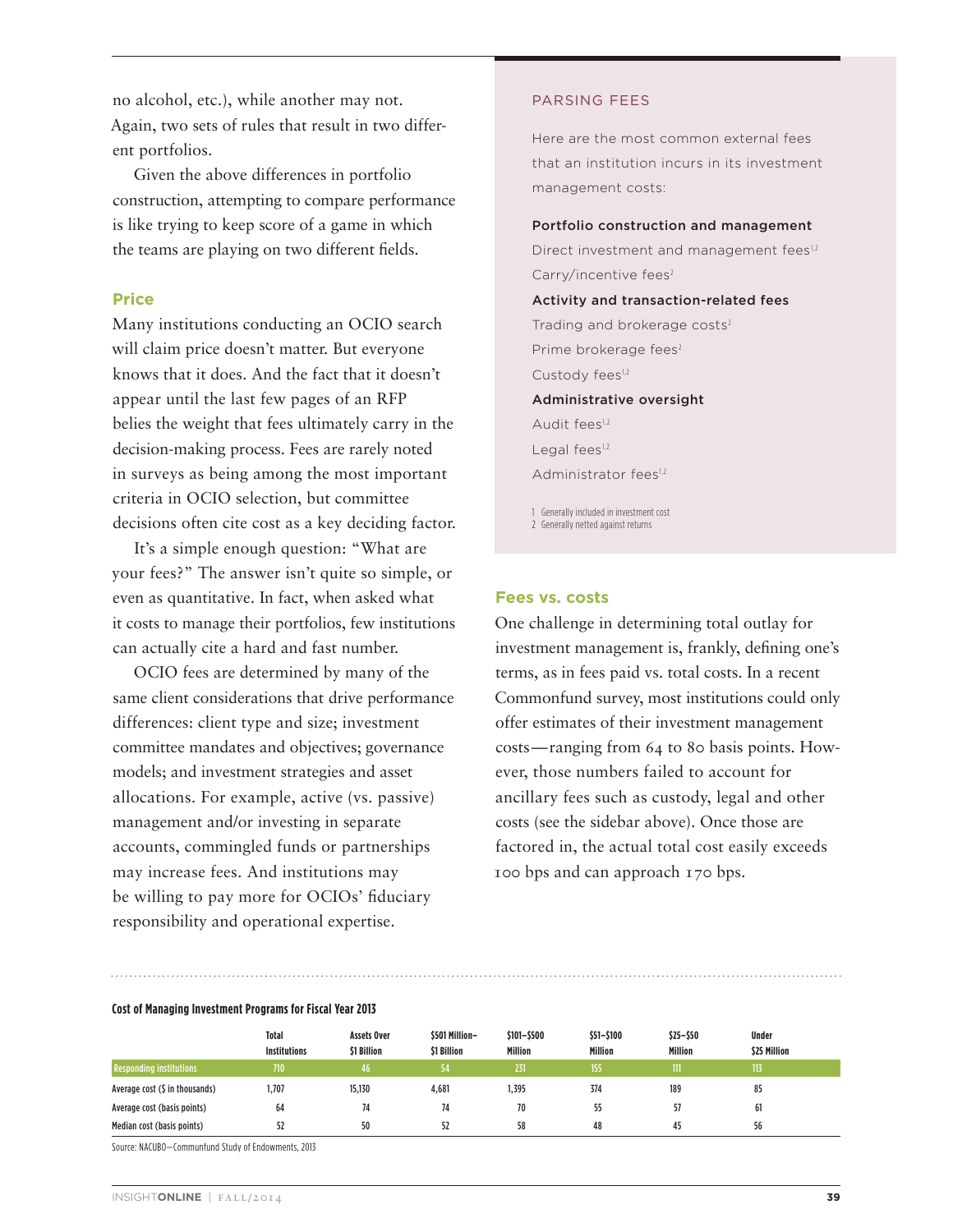no alcohol, etc.), while another may not. Again, two sets of rules that result in two different portfolios.

Given the above differences in portfolio construction, attempting to compare performance is like trying to keep score of a game in which the teams are playing on two different fields.

### Price

Many institutions conducting an OCIO search will claim price doesn't matter. But everyone knows that it does. And the fact that it doesn't appear until the last few pages of an RFP belies the weight that fees ultimately carry in the decision-making process. Fees are rarely noted in surveys as being among the most important criteria in OCIO selection, but committee decisions often cite cost as a key deciding factor.

It's a simple enough question: "What are your fees?" The answer isn't quite so simple, or even as quantitative. In fact, when asked what it costs to manage their portfolios, few institutions can actually cite a hard and fast number.

OCIO fees are determined by many of the same client considerations that drive performance differences: client type and size; investment committee mandates and objectives; governance models; and investment strategies and asset allocations. For example, active (vs. passive) management and/or investing in separate accounts, commingled funds or partnerships may increase fees. And institutions may be willing to pay more for OCIOs' fiduciary responsibility and operational expertise.

## PARSING FEES

Here are the most common external fees that an institution incurs in its investment management costs:

**Portfolio construction and management**

Direct investment and management fees[1,2]

Carry/incentive fees[2]

**Activity and transaction-related fees**

Trading and brokerage costs[2]

Prime brokerage fees[2]

Custody fees[1,2]

**Administrative oversight**

Audit fees[1,2]

Legal fees[1,2]

Administrator fees[1,2]

1 Generally included in investment cost
2 Generally netted against returns

### Fees vs. costs

One challenge in determining total outlay for investment management is, frankly, defining one's terms, as in fees paid vs. total costs. In a recent Commonfund survey, most institutions could only offer estimates of their investment management costs—ranging from 64 to 80 basis points. However, those numbers failed to account for ancillary fees such as custody, legal and other costs (see the sidebar above). Once those are factored in, the actual total cost easily exceeds 100 bps and can approach 170 bps.

**Cost of Managing Investment Programs for Fiscal Year 2013**

| | Total Institutions | Assets Over $1 Billion | $501 Million–$1 Billion | $101–$500 Million | $51–$100 Million | $25–$50 Million | Under $25 Million |
|---|---|---|---|---|---|---|---|
| Responding institutions | 710 | 46 | 54 | 231 | 155 | 111 | 113 |
| Average cost ($ in thousands) | 1,707 | 15,130 | 4,681 | 1,395 | 374 | 189 | 85 |
| Average cost (basis points) | 64 | 74 | 74 | 70 | 55 | 57 | 61 |
| Median cost (basis points) | 52 | 50 | 52 | 58 | 48 | 45 | 56 |

Source: NACUBO—Communfund Study of Endowments, 2013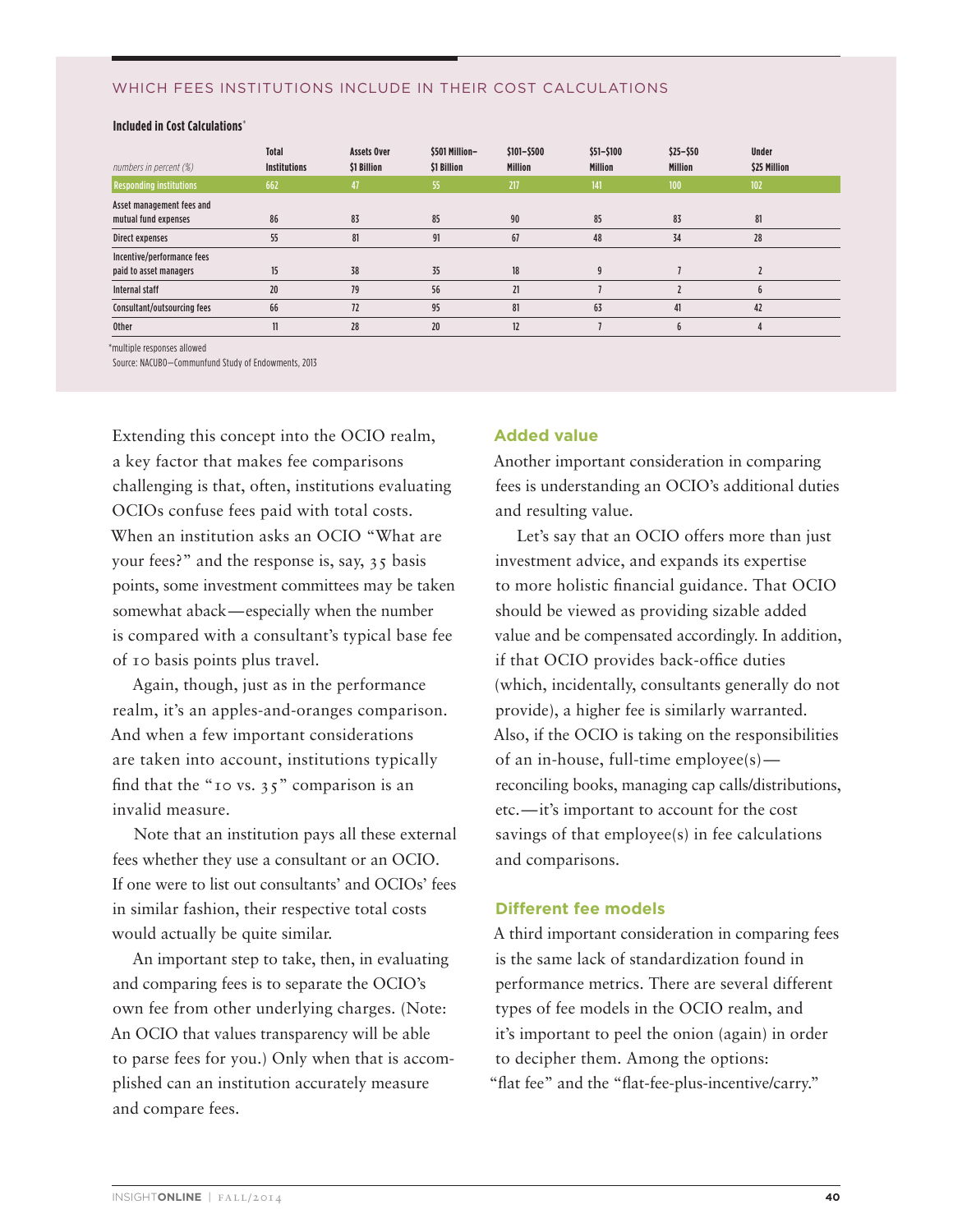## WHICH FEES INSTITUTIONS INCLUDE IN THEIR COST CALCULATIONS

**Included in Cost Calculations***

| *numbers in percent (%)* | Total Institutions | Assets Over $1 Billion | $501 Million–$1 Billion | $101–$500 Million | $51–$100 Million | $25–$50 Million | Under $25 Million |
|---|---|---|---|---|---|---|---|
| Responding institutions | 662 | 47 | 55 | 217 | 141 | 100 | 102 |
| Asset management fees and mutual fund expenses | 86 | 83 | 85 | 90 | 85 | 83 | 81 |
| Direct expenses | 55 | 81 | 91 | 67 | 48 | 34 | 28 |
| Incentive/performance fees paid to asset managers | 15 | 38 | 35 | 18 | 9 | 7 | 2 |
| Internal staff | 20 | 79 | 56 | 21 | 7 | 2 | 6 |
| Consultant/outsourcing fees | 66 | 72 | 95 | 81 | 63 | 41 | 42 |
| Other | 11 | 28 | 20 | 12 | 7 | 6 | 4 |

*multiple responses allowed

Source: NACUBO—Communfund Study of Endowments, 2013

Extending this concept into the OCIO realm, a key factor that makes fee comparisons challenging is that, often, institutions evaluating OCIOs confuse fees paid with total costs. When an institution asks an OCIO "What are your fees?" and the response is, say, 35 basis points, some investment committees may be taken somewhat aback—especially when the number is compared with a consultant's typical base fee of 10 basis points plus travel.

Again, though, just as in the performance realm, it's an apples-and-oranges comparison. And when a few important considerations are taken into account, institutions typically find that the "10 vs. 35" comparison is an invalid measure.

Note that an institution pays all these external fees whether they use a consultant or an OCIO. If one were to list out consultants' and OCIOs' fees in similar fashion, their respective total costs would actually be quite similar.

An important step to take, then, in evaluating and comparing fees is to separate the OCIO's own fee from other underlying charges. (Note: An OCIO that values transparency will be able to parse fees for you.) Only when that is accomplished can an institution accurately measure and compare fees.

### Added value

Another important consideration in comparing fees is understanding an OCIO's additional duties and resulting value.

Let's say that an OCIO offers more than just investment advice, and expands its expertise to more holistic financial guidance. That OCIO should be viewed as providing sizable added value and be compensated accordingly. In addition, if that OCIO provides back-office duties (which, incidentally, consultants generally do not provide), a higher fee is similarly warranted. Also, if the OCIO is taking on the responsibilities of an in-house, full-time employee(s)—reconciling books, managing cap calls/distributions, etc.—it's important to account for the cost savings of that employee(s) in fee calculations and comparisons.

### Different fee models

A third important consideration in comparing fees is the same lack of standardization found in performance metrics. There are several different types of fee models in the OCIO realm, and it's important to peel the onion (again) in order to decipher them. Among the options: "flat fee" and the "flat-fee-plus-incentive/carry."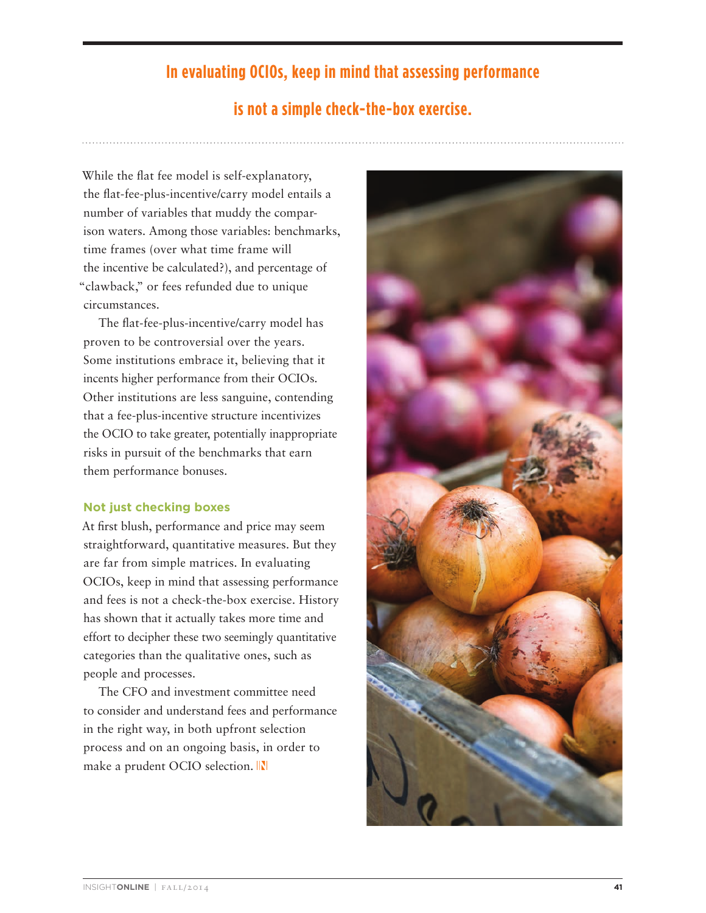**In evaluating OCIOs, keep in mind that assessing performance is not a simple check-the-box exercise.**

While the flat fee model is self-explanatory, the flat-fee-plus-incentive/carry model entails a number of variables that muddy the comparison waters. Among those variables: benchmarks, time frames (over what time frame will the incentive be calculated?), and percentage of "clawback," or fees refunded due to unique circumstances.

The flat-fee-plus-incentive/carry model has proven to be controversial over the years. Some institutions embrace it, believing that it incents higher performance from their OCIOs. Other institutions are less sanguine, contending that a fee-plus-incentive structure incentivizes the OCIO to take greater, potentially inappropriate risks in pursuit of the benchmarks that earn them performance bonuses.

### Not just checking boxes

At first blush, performance and price may seem straightforward, quantitative measures. But they are far from simple matrices. In evaluating OCIOs, keep in mind that assessing performance and fees is not a check-the-box exercise. History has shown that it actually takes more time and effort to decipher these two seemingly quantitative categories than the qualitative ones, such as people and processes.

The CFO and investment committee need to consider and understand fees and performance in the right way, in both upfront selection process and on an ongoing basis, in order to make a prudent OCIO selection.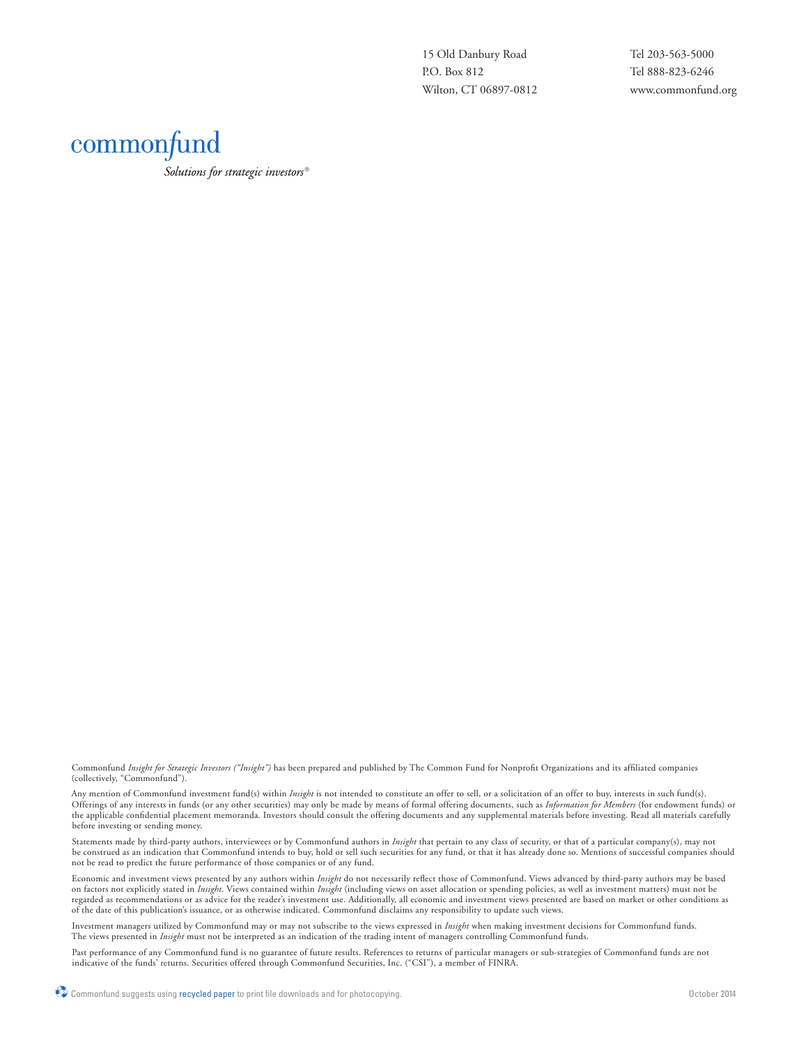15 Old Danbury Road
P.O. Box 812
Wilton, CT 06897-0812

Tel 203-563-5000
Tel 888-823-6246
www.commonfund.org

commonfund
*Solutions for strategic investors®*

Commonfund *Insight for Strategic Investors ("Insight")* has been prepared and published by The Common Fund for Nonprofit Organizations and its affiliated companies (collectively, "Commonfund").

Any mention of Commonfund investment fund(s) within *Insight* is not intended to constitute an offer to sell, or a solicitation of an offer to buy, interests in such fund(s). Offerings of any interests in funds (or any other securities) may only be made by means of formal offering documents, such as *Information for Members* (for endowment funds) or the applicable confidential placement memoranda. Investors should consult the offering documents and any supplemental materials before investing. Read all materials carefully before investing or sending money.

Statements made by third-party authors, interviewees or by Commonfund authors in *Insight* that pertain to any class of security, or that of a particular company(s), may not be construed as an indication that Commonfund intends to buy, hold or sell such securities for any fund, or that it has already done so. Mentions of successful companies should not be read to predict the future performance of those companies or of any fund.

Economic and investment views presented by any authors within *Insight* do not necessarily reflect those of Commonfund. Views advanced by third-party authors may be based on factors not explicitly stated in *Insight*. Views contained within *Insight* (including views on asset allocation or spending policies, as well as investment matters) must not be regarded as recommendations or as advice for the reader's investment use. Additionally, all economic and investment views presented are based on market or other conditions as of the date of this publication's issuance, or as otherwise indicated. Commonfund disclaims any responsibility to update such views.

Investment managers utilized by Commonfund may or may not subscribe to the views expressed in *Insight* when making investment decisions for Commonfund funds. The views presented in *Insight* must not be interpreted as an indication of the trading intent of managers controlling Commonfund funds.

Past performance of any Commonfund fund is no guarantee of future results. References to returns of particular managers or sub-strategies of Commonfund funds are not indicative of the funds' returns. Securities offered through Commonfund Securities, Inc. ("CSI"), a member of FINRA.

Commonfund suggests using recycled paper to print file downloads and for photocopying.

October 2014